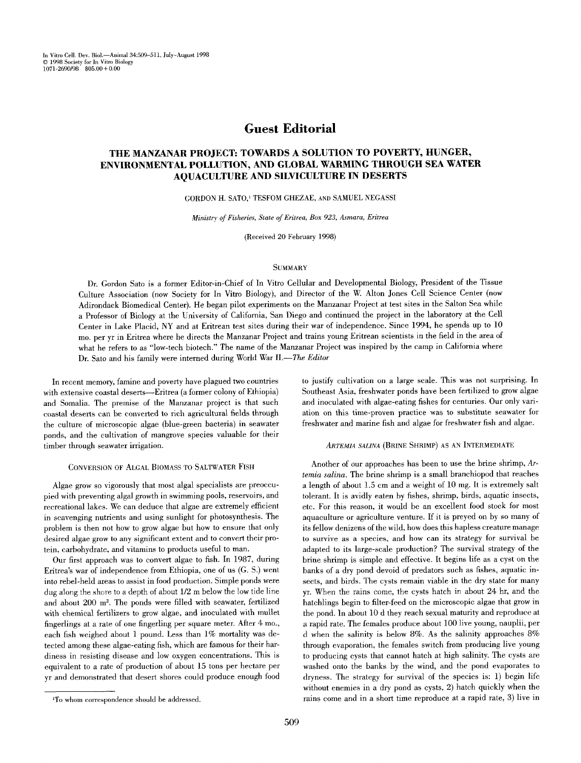# Guest Editorial

## THE MANZANAR PROJECT: TOWARDS A SOLUTION TO POVERTY, HUNGER, ENVIRONMENTAL POLLUTION, AND GLOBAL WARMING THROUGH SEA WATER AQUACULTURE AND SILVICULTURE IN DESERTS

GORDON H. SATO,[1] TESFOM GHEZAE, AND SAMUEL NEGASSI

*Ministry of Fisheries, State of Eritrea, Box 923, Asmara, Eritrea*

(Received 20 February 1998)

### SUMMARY

Dr. Gordon Sato is a former Editor-in-Chief of In Vitro Cellular and Developmental Biology, President of the Tissue Culture Association (now Society for In Vitro Biology), and Director of the W. Alton Jones Cell Science Center (now Adirondack Biomedical Center). He began pilot experiments on the Manzanar Project at test sites in the Salton Sea while a Professor of Biology at the University of California, San Diego and continued the project in the laboratory at the Cell Center in Lake Placid, NY and at Eritrean test sites during their war of independence. Since 1994, he spends up to 10 mo. per yr in Eritrea where he directs the Manzanar Project and trains young Eritrean scientists in the field in the area of what he refers to as "low-tech biotech." The name of the Manzanar Project was inspired by the camp in California where Dr. Sato and his family were interned during World War II.—*The Editor*

In recent memory, famine and poverty have plagued two countries with extensive coastal deserts—Eritrea (a former colony of Ethiopia) and Somalia. The premise of the Manzanar project is that such coastal deserts can be converted to rich agricultural fields through the culture of microscopic algae (blue-green bacteria) in seawater ponds, and the cultivation of mangrove species valuable for their timber through seawater irrigation.

### CONVERSION OF ALGAL BIOMASS TO SALTWATER FISH

Algae grow so vigorously that most algal specialists are preoccupied with preventing algal growth in swimming pools, reservoirs, and recreational lakes. We can deduce that algae are extremely efficient in scavenging nutrients and using sunlight for photosynthesis. The problem is then not how to grow algae but how to ensure that only desired algae grow to any significant extent and to convert their protein, carbohydrate, and vitamins to products useful to man.

Our first approach was to convert algae to fish. In 1987, during Eritrea's war of independence from Ethiopia, one of us (G. S.) went into rebel-held areas to assist in food production. Simple ponds were dug along the shore to a depth of about 1/2 m below the low tide line and about 200 $m^2$. The ponds were filled with seawater, fertilized with chemical fertilizers to grow algae, and inoculated with mullet fingerlings at a rate of one fingerling per square meter. After 4 mo., each fish weighed about 1 pound. Less than 1% mortality was detected among these algae-eating fish, which are famous for their hardiness in resisting disease and low oxygen concentrations. This is equivalent to a rate of production of about 15 tons per hectare per yr and demonstrated that desert shores could produce enough food to justify cultivation on a large scale. This was not surprising. In Southeast Asia, freshwater ponds have been fertilized to grow algae and inoculated with algae-eating fishes for centuries. Our only variation on this time-proven practice was to substitute seawater for freshwater and marine fish and algae for freshwater fish and algae.

### *ARTEMIA SALINA* (BRINE SHRIMP) AS AN INTERMEDIATE

Another of our approaches has been to use the brine shrimp, *Artemia salina*. The brine shrimp is a small branchiopod that reaches a length of about 1.5 cm and a weight of 10 mg. It is extremely salt tolerant. It is avidly eaten by fishes, shrimp, birds, aquatic insects, etc. For this reason, it would be an excellent food stock for most aquaculture or agriculture venture. If it is preyed on by so many of its fellow denizens of the wild, how does this hapless creature manage to survive as a species, and how can its strategy for survival be adapted to its large-scale production? The survival strategy of the brine shrimp is simple and effective. It begins life as a cyst on the banks of a dry pond devoid of predators such as fishes, aquatic insects, and birds. The cysts remain viable in the dry state for many yr. When the rains come, the cysts hatch in about 24 hr, and the hatchlings begin to filter-feed on the microscopic algae that grow in the pond. In about 10 d they reach sexual maturity and reproduce at a rapid rate. The females produce about 100 live young, nauplii, per d when the salinity is below 8%. As the salinity approaches 8% through evaporation, the females switch from producing live young to producing cysts that cannot hatch at high salinity. The cysts are washed onto the banks by the wind, and the pond evaporates to dryness. The strategy for survival of the species is: 1) begin life without enemies in a dry pond as cysts, 2) hatch quickly when the rains come and in a short time reproduce at a rapid rate, 3) live in

[1]To whom correspondence should be addressed.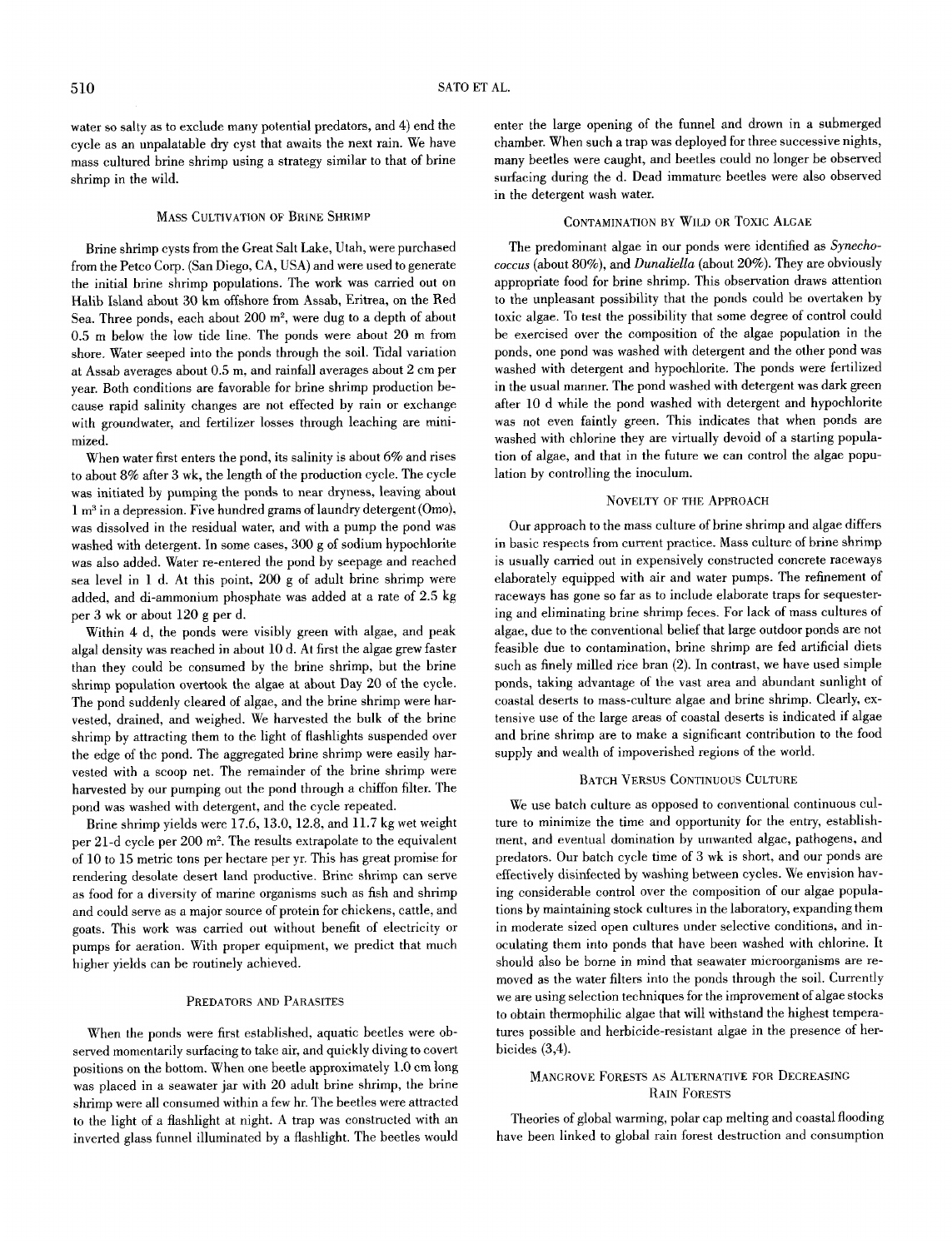water so salty as to exclude many potential predators, and 4) end the cycle as an unpalatable dry cyst that awaits the next rain. We have mass cultured brine shrimp using a strategy similar to that of brine shrimp in the wild.

## Mass Cultivation of Brine Shrimp

Brine shrimp cysts from the Great Salt Lake, Utah, were purchased from the Petco Corp. (San Diego, CA, USA) and were used to generate the initial brine shrimp populations. The work was carried out on Halib Island about 30 km offshore from Assab, Eritrea, on the Red Sea. Three ponds, each about 200 m$^2$, were dug to a depth of about 0.5 m below the low tide line. The ponds were about 20 m from shore. Water seeped into the ponds through the soil. Tidal variation at Assab averages about 0.5 m, and rainfall averages about 2 cm per year. Both conditions are favorable for brine shrimp production because rapid salinity changes are not effected by rain or exchange with groundwater, and fertilizer losses through leaching are minimized.

When water first enters the pond, its salinity is about 6% and rises to about 8% after 3 wk, the length of the production cycle. The cycle was initiated by pumping the ponds to near dryness, leaving about 1 m$^3$ in a depression. Five hundred grams of laundry detergent (Omo), was dissolved in the residual water, and with a pump the pond was washed with detergent. In some cases, 300 g of sodium hypochlorite was also added. Water re-entered the pond by seepage and reached sea level in 1 d. At this point, 200 g of adult brine shrimp were added, and di-ammonium phosphate was added at a rate of 2.5 kg per 3 wk or about 120 g per d.

Within 4 d, the ponds were visibly green with algae, and peak algal density was reached in about 10 d. At first the algae grew faster than they could be consumed by the brine shrimp, but the brine shrimp population overtook the algae at about Day 20 of the cycle. The pond suddenly cleared of algae, and the brine shrimp were harvested, drained, and weighed. We harvested the bulk of the brine shrimp by attracting them to the light of flashlights suspended over the edge of the pond. The aggregated brine shrimp were easily harvested with a scoop net. The remainder of the brine shrimp were harvested by our pumping out the pond through a chiffon filter. The pond was washed with detergent, and the cycle repeated.

Brine shrimp yields were 17.6, 13.0, 12.8, and 11.7 kg wet weight per 21-d cycle per 200 m$^2$. The results extrapolate to the equivalent of 10 to 15 metric tons per hectare per yr. This has great promise for rendering desolate desert land productive. Brine shrimp can serve as food for a diversity of marine organisms such as fish and shrimp and could serve as a major source of protein for chickens, cattle, and goats. This work was carried out without benefit of electricity or pumps for aeration. With proper equipment, we predict that much higher yields can be routinely achieved.

## Predators and Parasites

When the ponds were first established, aquatic beetles were observed momentarily surfacing to take air, and quickly diving to covert positions on the bottom. When one beetle approximately 1.0 cm long was placed in a seawater jar with 20 adult brine shrimp, the brine shrimp were all consumed within a few hr. The beetles were attracted to the light of a flashlight at night. A trap was constructed with an inverted glass funnel illuminated by a flashlight. The beetles would enter the large opening of the funnel and drown in a submerged chamber. When such a trap was deployed for three successive nights, many beetles were caught, and beetles could no longer be observed surfacing during the d. Dead immature beetles were also observed in the detergent wash water.

## Contamination by Wild or Toxic Algae

The predominant algae in our ponds were identified as *Synechococcus* (about 80%), and *Dunaliella* (about 20%). They are obviously appropriate food for brine shrimp. This observation draws attention to the unpleasant possibility that the ponds could be overtaken by toxic algae. To test the possibility that some degree of control could be exercised over the composition of the algae population in the ponds, one pond was washed with detergent and the other pond was washed with detergent and hypochlorite. The ponds were fertilized in the usual manner. The pond washed with detergent was dark green after 10 d while the pond washed with detergent and hypochlorite was not even faintly green. This indicates that when ponds are washed with chlorine they are virtually devoid of a starting population of algae, and that in the future we can control the algae population by controlling the inoculum.

## Novelty of the Approach

Our approach to the mass culture of brine shrimp and algae differs in basic respects from current practice. Mass culture of brine shrimp is usually carried out in expensively constructed concrete raceways elaborately equipped with air and water pumps. The refinement of raceways has gone so far as to include elaborate traps for sequestering and eliminating brine shrimp feces. For lack of mass cultures of algae, due to the conventional belief that large outdoor ponds are not feasible due to contamination, brine shrimp are fed artificial diets such as finely milled rice bran (2). In contrast, we have used simple ponds, taking advantage of the vast area and abundant sunlight of coastal deserts to mass-culture algae and brine shrimp. Clearly, extensive use of the large areas of coastal deserts is indicated if algae and brine shrimp are to make a significant contribution to the food supply and wealth of impoverished regions of the world.

## Batch Versus Continuous Culture

We use batch culture as opposed to conventional continuous culture to minimize the time and opportunity for the entry, establishment, and eventual domination by unwanted algae, pathogens, and predators. Our batch cycle time of 3 wk is short, and our ponds are effectively disinfected by washing between cycles. We envision having considerable control over the composition of our algae populations by maintaining stock cultures in the laboratory, expanding them in moderate sized open cultures under selective conditions, and inoculating them into ponds that have been washed with chlorine. It should also be borne in mind that seawater microorganisms are removed as the water filters into the ponds through the soil. Currently we are using selection techniques for the improvement of algae stocks to obtain thermophilic algae that will withstand the highest temperatures possible and herbicide-resistant algae in the presence of herbicides (3,4).

## Mangrove Forests as Alternative for Decreasing Rain Forests

Theories of global warming, polar cap melting and coastal flooding have been linked to global rain forest destruction and consumption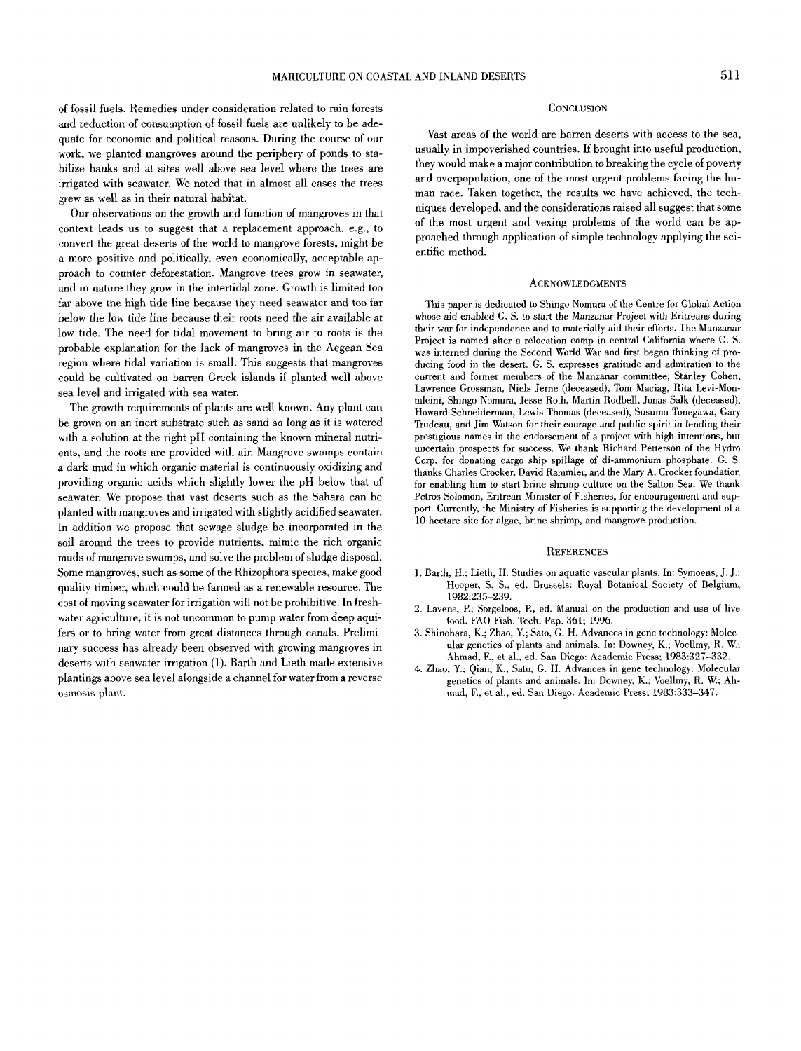of fossil fuels. Remedies under consideration related to rain forests and reduction of consumption of fossil fuels are unlikely to be adequate for economic and political reasons. During the course of our work, we planted mangroves around the periphery of ponds to stabilize banks and at sites well above sea level where the trees are irrigated with seawater. We noted that in almost all cases the trees grew as well as in their natural habitat.

Our observations on the growth and function of mangroves in that context leads us to suggest that a replacement approach, e.g., to convert the great deserts of the world to mangrove forests, might be a more positive and politically, even economically, acceptable approach to counter deforestation. Mangrove trees grow in seawater, and in nature they grow in the intertidal zone. Growth is limited too far above the high tide line because they need seawater and too far below the low tide line because their roots need the air available at low tide. The need for tidal movement to bring air to roots is the probable explanation for the lack of mangroves in the Aegean Sea region where tidal variation is small. This suggests that mangroves could be cultivated on barren Greek islands if planted well above sea level and irrigated with sea water.

The growth requirements of plants are well known. Any plant can be grown on an inert substrate such as sand so long as it is watered with a solution at the right pH containing the known mineral nutrients, and the roots are provided with air. Mangrove swamps contain a dark mud in which organic material is continuously oxidizing and providing organic acids which slightly lower the pH below that of seawater. We propose that vast deserts such as the Sahara can be planted with mangroves and irrigated with slightly acidified seawater. In addition we propose that sewage sludge be incorporated in the soil around the trees to provide nutrients, mimic the rich organic muds of mangrove swamps, and solve the problem of sludge disposal. Some mangroves, such as some of the Rhizophora species, make good quality timber, which could be farmed as a renewable resource. The cost of moving seawater for irrigation will not be prohibitive. In freshwater agriculture, it is not uncommon to pump water from deep aquifers or to bring water from great distances through canals. Preliminary success has already been observed with growing mangroves in deserts with seawater irrigation (1). Barth and Lieth made extensive plantings above sea level alongside a channel for water from a reverse osmosis plant.

## Conclusion

Vast areas of the world are barren deserts with access to the sea, usually in impoverished countries. If brought into useful production, they would make a major contribution to breaking the cycle of poverty and overpopulation, one of the most urgent problems facing the human race. Taken together, the results we have achieved, the techniques developed, and the considerations raised all suggest that some of the most urgent and vexing problems of the world can be approached through application of simple technology applying the scientific method.

## Acknowledgments

This paper is dedicated to Shingo Nomura of the Centre for Global Action whose aid enabled G. S. to start the Manzanar Project with Eritreans during their war for independence and to materially aid their efforts. The Manzanar Project is named after a relocation camp in central California where G. S. was interned during the Second World War and first began thinking of producing food in the desert. G. S. expresses gratitude and admiration to the current and former members of the Manzanar committee; Stanley Cohen, Lawrence Grossman, Niels Jerne (deceased), Tom Maciag, Rita Levi-Montalcini, Shingo Nomura, Jesse Roth, Martin Rodbell, Jonas Salk (deceased), Howard Schneiderman, Lewis Thomas (deceased), Susumu Tonegawa, Gary Trudeau, and Jim Watson for their courage and public spirit in lending their prestigious names in the endorsement of a project with high intentions, but uncertain prospects for success. We thank Richard Petterson of the Hydro Corp. for donating cargo ship spillage of di-ammonium phosphate. G. S. thanks Charles Crocker, David Rammler, and the Mary A. Crocker foundation for enabling him to start brine shrimp culture on the Salton Sea. We thank Petros Solomon, Eritrean Minister of Fisheries, for encouragement and support. Currently, the Ministry of Fisheries is supporting the development of a 10-hectare site for algae, brine shrimp, and mangrove production.

## References

1. Barth, H.; Lieth, H. Studies on aquatic vascular plants. In: Symoens, J. J.; Hooper, S. S., ed. Brussels: Royal Botanical Society of Belgium; 1982:235–239.
2. Lavens, P.; Sorgeloos, P., ed. Manual on the production and use of live food. FAO Fish. Tech. Pap. 361; 1996.
3. Shinohara, K.; Zhao, Y.; Sato, G. H. Advances in gene technology: Molecular genetics of plants and animals. In: Downey, K.; Voellmy, R. W.; Ahmad, F., et al., ed. San Diego: Academic Press; 1983:327–332.
4. Zhao, Y.; Qian, K.; Sato, G. H. Advances in gene technology: Molecular genetics of plants and animals. In: Downey, K.; Voellmy, R. W.; Ahmad, F., et al., ed. San Diego: Academic Press; 1983:333–347.